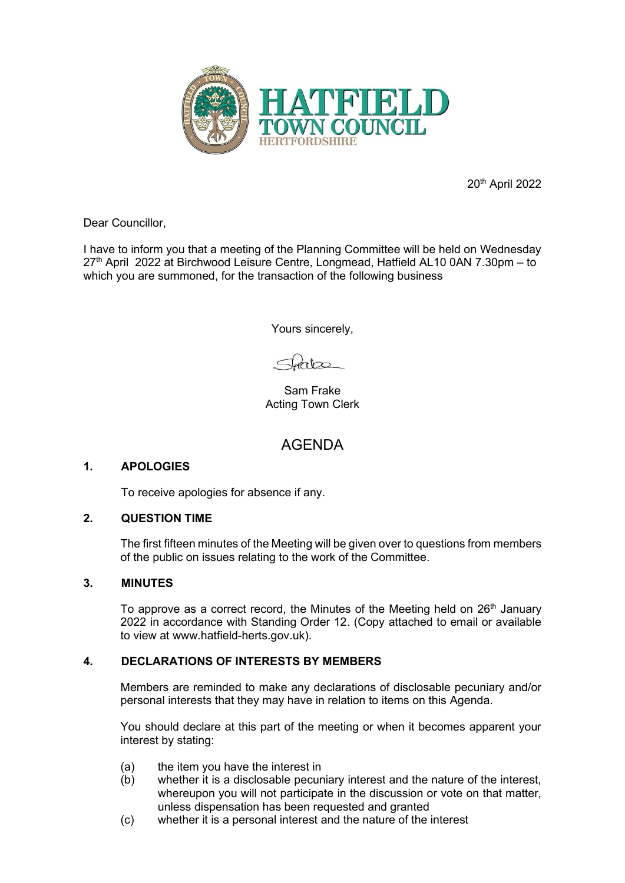HATFIELD TOWN COUNCIL
HERTFORDSHIRE

20th April 2022

Dear Councillor,

I have to inform you that a meeting of the Planning Committee will be held on Wednesday 27th April 2022 at Birchwood Leisure Centre, Longmead, Hatfield AL10 0AN 7.30pm – to which you are summoned, for the transaction of the following business

Yours sincerely,

Sam Frake
Acting Town Clerk

# AGENDA

## 1. APOLOGIES

To receive apologies for absence if any.

## 2. QUESTION TIME

The first fifteen minutes of the Meeting will be given over to questions from members of the public on issues relating to the work of the Committee.

## 3. MINUTES

To approve as a correct record, the Minutes of the Meeting held on 26th January 2022 in accordance with Standing Order 12. (Copy attached to email or available to view at www.hatfield-herts.gov.uk).

## 4. DECLARATIONS OF INTERESTS BY MEMBERS

Members are reminded to make any declarations of disclosable pecuniary and/or personal interests that they may have in relation to items on this Agenda.

You should declare at this part of the meeting or when it becomes apparent your interest by stating:

(a) the item you have the interest in
(b) whether it is a disclosable pecuniary interest and the nature of the interest, whereupon you will not participate in the discussion or vote on that matter, unless dispensation has been requested and granted
(c) whether it is a personal interest and the nature of the interest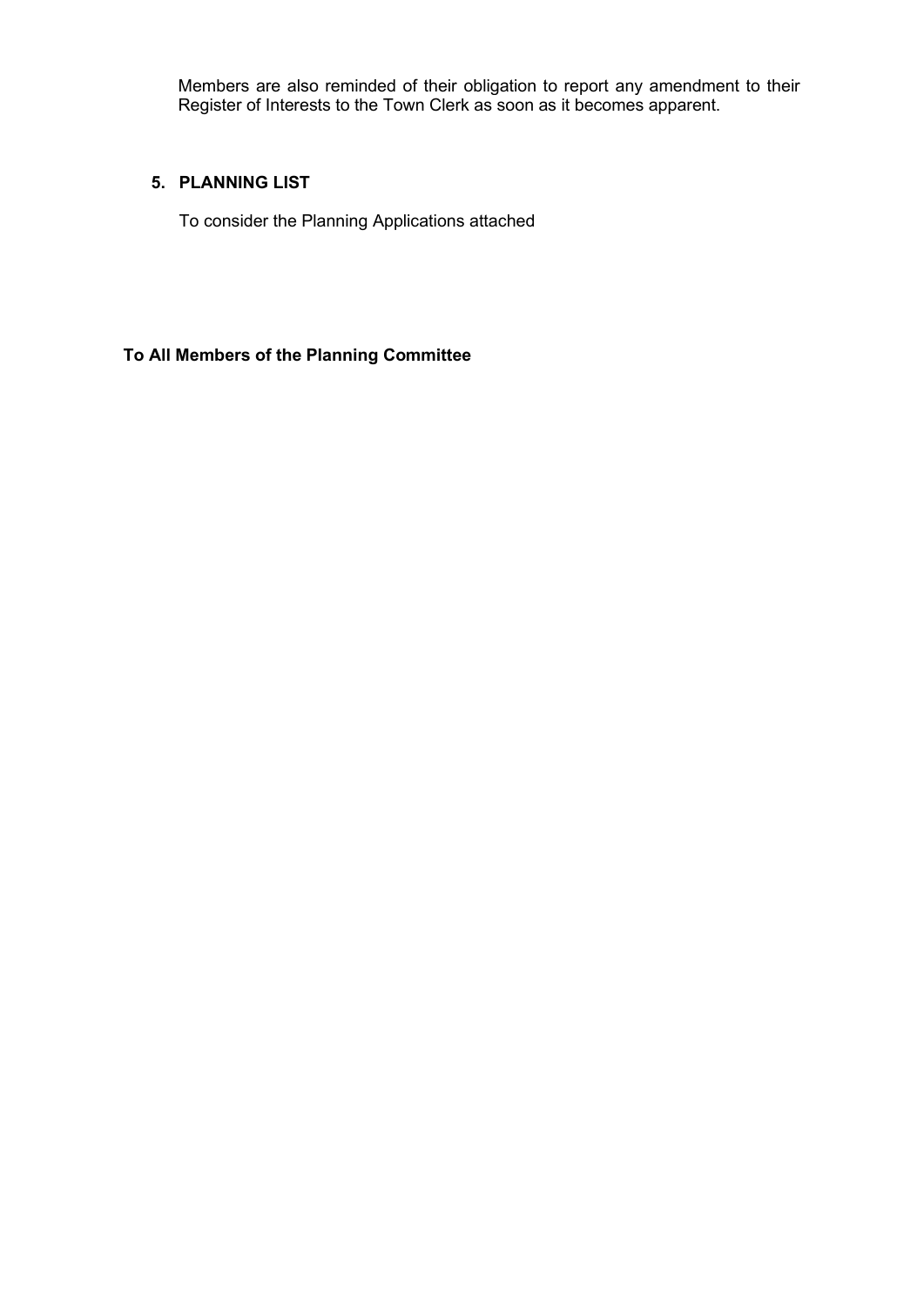Members are also reminded of their obligation to report any amendment to their Register of Interests to the Town Clerk as soon as it becomes apparent.

**5. PLANNING LIST**

To consider the Planning Applications attached

**To All Members of the Planning Committee**